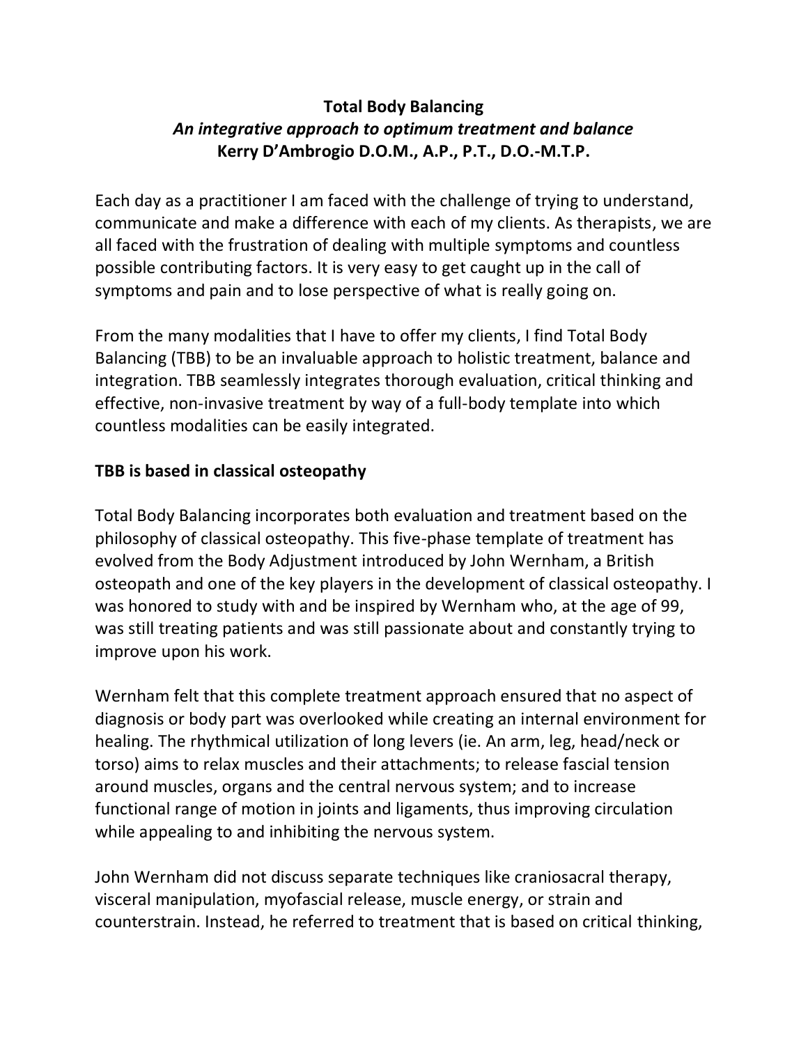# Total Body Balancing

## *An integrative approach to optimum treatment and balance*

**Kerry D'Ambrogio D.O.M., A.P., P.T., D.O.-M.T.P.**

Each day as a practitioner I am faced with the challenge of trying to understand, communicate and make a difference with each of my clients. As therapists, we are all faced with the frustration of dealing with multiple symptoms and countless possible contributing factors. It is very easy to get caught up in the call of symptoms and pain and to lose perspective of what is really going on.

From the many modalities that I have to offer my clients, I find Total Body Balancing (TBB) to be an invaluable approach to holistic treatment, balance and integration. TBB seamlessly integrates thorough evaluation, critical thinking and effective, non-invasive treatment by way of a full-body template into which countless modalities can be easily integrated.

## TBB is based in classical osteopathy

Total Body Balancing incorporates both evaluation and treatment based on the philosophy of classical osteopathy. This five-phase template of treatment has evolved from the Body Adjustment introduced by John Wernham, a British osteopath and one of the key players in the development of classical osteopathy. I was honored to study with and be inspired by Wernham who, at the age of 99, was still treating patients and was still passionate about and constantly trying to improve upon his work.

Wernham felt that this complete treatment approach ensured that no aspect of diagnosis or body part was overlooked while creating an internal environment for healing. The rhythmical utilization of long levers (ie. An arm, leg, head/neck or torso) aims to relax muscles and their attachments; to release fascial tension around muscles, organs and the central nervous system; and to increase functional range of motion in joints and ligaments, thus improving circulation while appealing to and inhibiting the nervous system.

John Wernham did not discuss separate techniques like craniosacral therapy, visceral manipulation, myofascial release, muscle energy, or strain and counterstrain. Instead, he referred to treatment that is based on critical thinking,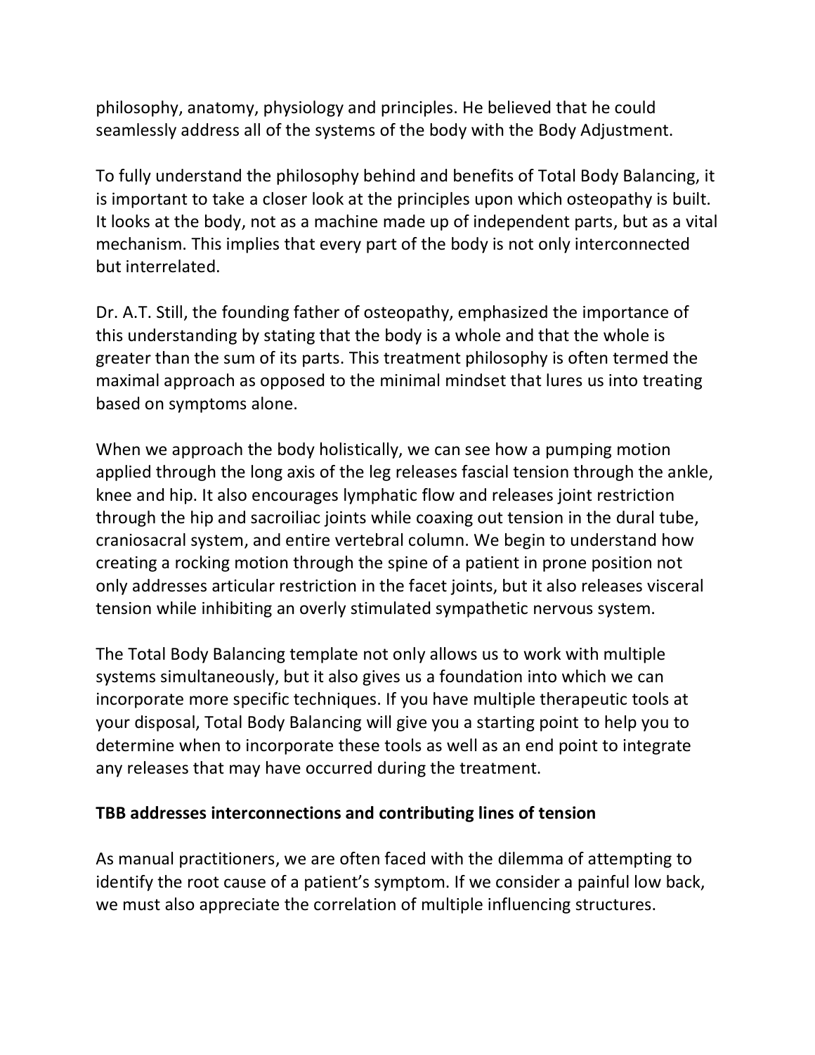philosophy, anatomy, physiology and principles. He believed that he could seamlessly address all of the systems of the body with the Body Adjustment.

To fully understand the philosophy behind and benefits of Total Body Balancing, it is important to take a closer look at the principles upon which osteopathy is built. It looks at the body, not as a machine made up of independent parts, but as a vital mechanism. This implies that every part of the body is not only interconnected but interrelated.

Dr. A.T. Still, the founding father of osteopathy, emphasized the importance of this understanding by stating that the body is a whole and that the whole is greater than the sum of its parts. This treatment philosophy is often termed the maximal approach as opposed to the minimal mindset that lures us into treating based on symptoms alone.

When we approach the body holistically, we can see how a pumping motion applied through the long axis of the leg releases fascial tension through the ankle, knee and hip. It also encourages lymphatic flow and releases joint restriction through the hip and sacroiliac joints while coaxing out tension in the dural tube, craniosacral system, and entire vertebral column. We begin to understand how creating a rocking motion through the spine of a patient in prone position not only addresses articular restriction in the facet joints, but it also releases visceral tension while inhibiting an overly stimulated sympathetic nervous system.

The Total Body Balancing template not only allows us to work with multiple systems simultaneously, but it also gives us a foundation into which we can incorporate more specific techniques. If you have multiple therapeutic tools at your disposal, Total Body Balancing will give you a starting point to help you to determine when to incorporate these tools as well as an end point to integrate any releases that may have occurred during the treatment.

**TBB addresses interconnections and contributing lines of tension**

As manual practitioners, we are often faced with the dilemma of attempting to identify the root cause of a patient's symptom. If we consider a painful low back, we must also appreciate the correlation of multiple influencing structures.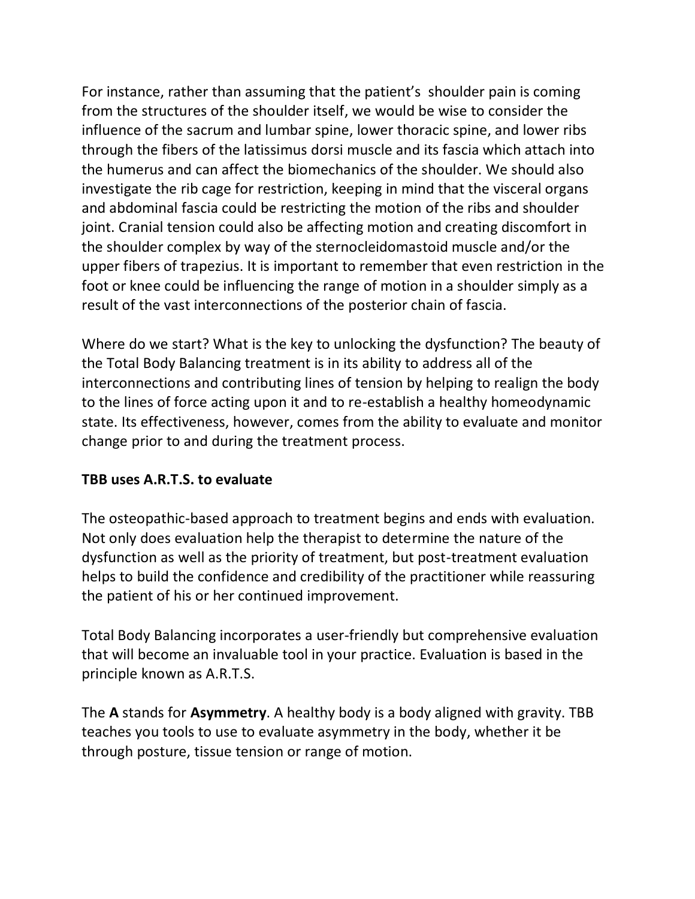For instance, rather than assuming that the patient's shoulder pain is coming from the structures of the shoulder itself, we would be wise to consider the influence of the sacrum and lumbar spine, lower thoracic spine, and lower ribs through the fibers of the latissimus dorsi muscle and its fascia which attach into the humerus and can affect the biomechanics of the shoulder. We should also investigate the rib cage for restriction, keeping in mind that the visceral organs and abdominal fascia could be restricting the motion of the ribs and shoulder joint. Cranial tension could also be affecting motion and creating discomfort in the shoulder complex by way of the sternocleidomastoid muscle and/or the upper fibers of trapezius. It is important to remember that even restriction in the foot or knee could be influencing the range of motion in a shoulder simply as a result of the vast interconnections of the posterior chain of fascia.

Where do we start? What is the key to unlocking the dysfunction? The beauty of the Total Body Balancing treatment is in its ability to address all of the interconnections and contributing lines of tension by helping to realign the body to the lines of force acting upon it and to re-establish a healthy homeodynamic state. Its effectiveness, however, comes from the ability to evaluate and monitor change prior to and during the treatment process.

**TBB uses A.R.T.S. to evaluate**

The osteopathic-based approach to treatment begins and ends with evaluation. Not only does evaluation help the therapist to determine the nature of the dysfunction as well as the priority of treatment, but post-treatment evaluation helps to build the confidence and credibility of the practitioner while reassuring the patient of his or her continued improvement.

Total Body Balancing incorporates a user-friendly but comprehensive evaluation that will become an invaluable tool in your practice. Evaluation is based in the principle known as A.R.T.S.

The **A** stands for **Asymmetry**. A healthy body is a body aligned with gravity. TBB teaches you tools to use to evaluate asymmetry in the body, whether it be through posture, tissue tension or range of motion.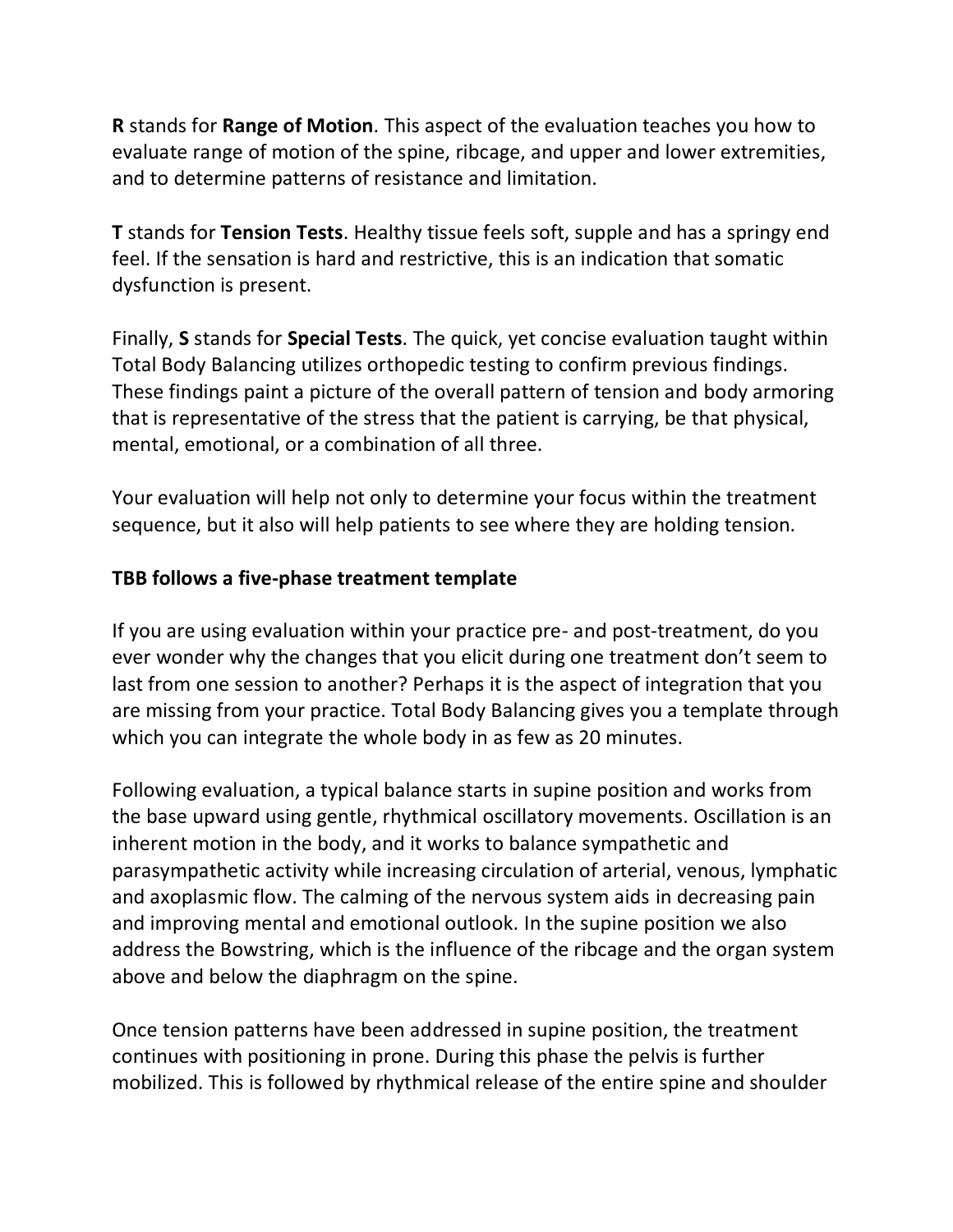**R** stands for **Range of Motion**. This aspect of the evaluation teaches you how to evaluate range of motion of the spine, ribcage, and upper and lower extremities, and to determine patterns of resistance and limitation.

**T** stands for **Tension Tests**. Healthy tissue feels soft, supple and has a springy end feel. If the sensation is hard and restrictive, this is an indication that somatic dysfunction is present.

Finally, **S** stands for **Special Tests**. The quick, yet concise evaluation taught within Total Body Balancing utilizes orthopedic testing to confirm previous findings. These findings paint a picture of the overall pattern of tension and body armoring that is representative of the stress that the patient is carrying, be that physical, mental, emotional, or a combination of all three.

Your evaluation will help not only to determine your focus within the treatment sequence, but it also will help patients to see where they are holding tension.

**TBB follows a five-phase treatment template**

If you are using evaluation within your practice pre- and post-treatment, do you ever wonder why the changes that you elicit during one treatment don't seem to last from one session to another? Perhaps it is the aspect of integration that you are missing from your practice. Total Body Balancing gives you a template through which you can integrate the whole body in as few as 20 minutes.

Following evaluation, a typical balance starts in supine position and works from the base upward using gentle, rhythmical oscillatory movements. Oscillation is an inherent motion in the body, and it works to balance sympathetic and parasympathetic activity while increasing circulation of arterial, venous, lymphatic and axoplasmic flow. The calming of the nervous system aids in decreasing pain and improving mental and emotional outlook. In the supine position we also address the Bowstring, which is the influence of the ribcage and the organ system above and below the diaphragm on the spine.

Once tension patterns have been addressed in supine position, the treatment continues with positioning in prone. During this phase the pelvis is further mobilized. This is followed by rhythmical release of the entire spine and shoulder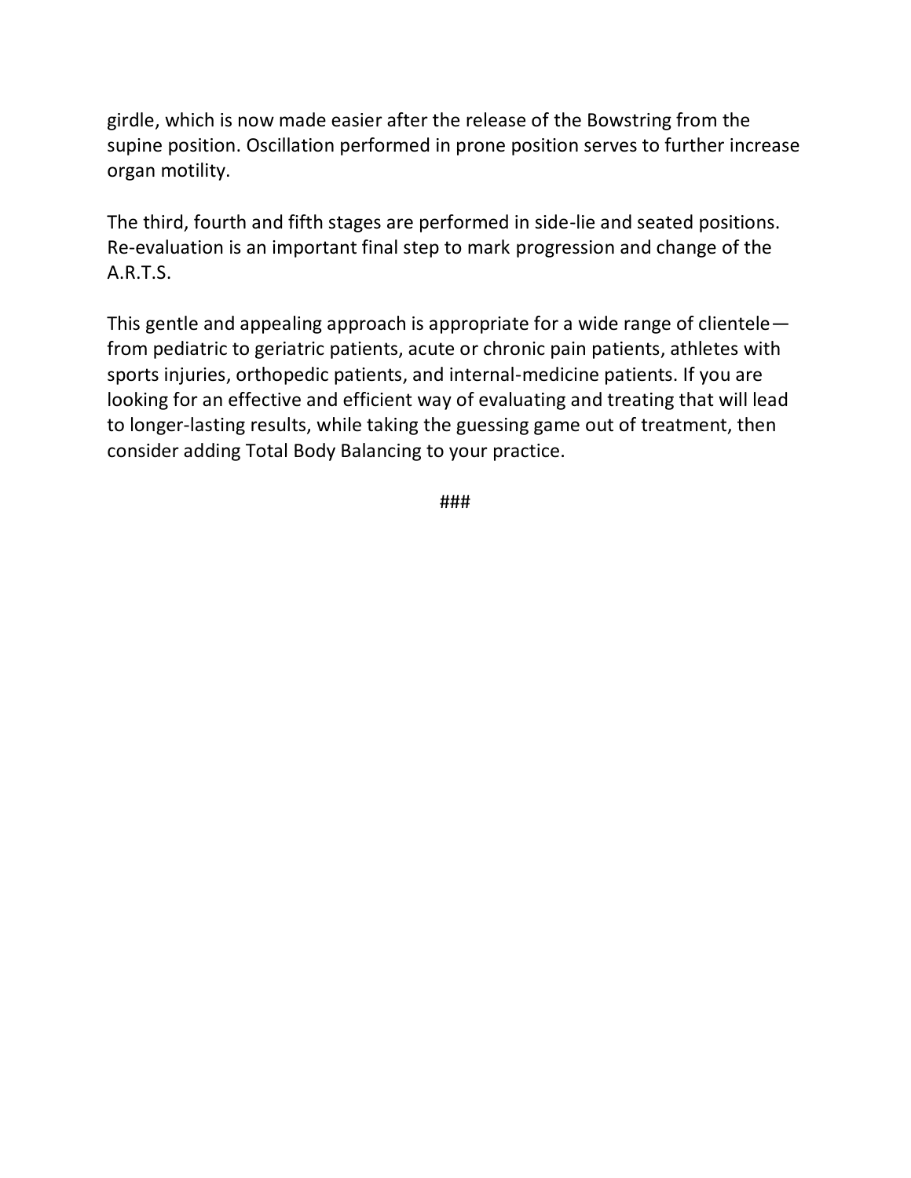girdle, which is now made easier after the release of the Bowstring from the supine position. Oscillation performed in prone position serves to further increase organ motility.

The third, fourth and fifth stages are performed in side-lie and seated positions. Re-evaluation is an important final step to mark progression and change of the A.R.T.S.

This gentle and appealing approach is appropriate for a wide range of clientele—from pediatric to geriatric patients, acute or chronic pain patients, athletes with sports injuries, orthopedic patients, and internal-medicine patients. If you are looking for an effective and efficient way of evaluating and treating that will lead to longer-lasting results, while taking the guessing game out of treatment, then consider adding Total Body Balancing to your practice.

###